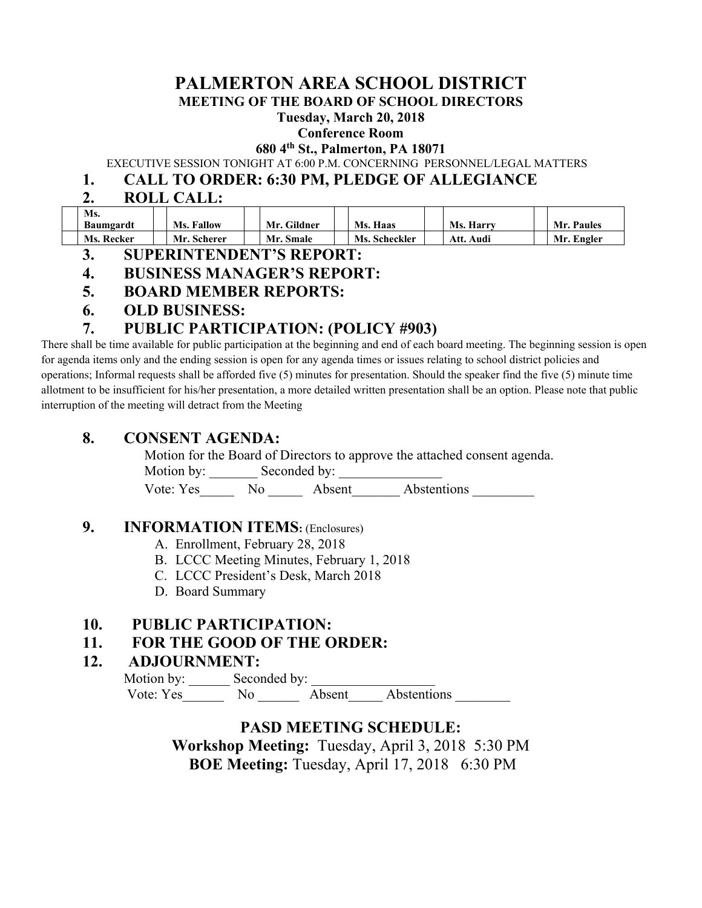# PALMERTON AREA SCHOOL DISTRICT

## MEETING OF THE BOARD OF SCHOOL DIRECTORS

**Tuesday, March 20, 2018**

**Conference Room**

**680 4th St., Palmerton, PA 18071**

EXECUTIVE SESSION TONIGHT AT 6:00 P.M. CONCERNING PERSONNEL/LEGAL MATTERS

## 1. CALL TO ORDER: 6:30 PM, PLEDGE OF ALLEGIANCE

## 2. ROLL CALL:

| | | | | | | | | | | | |
|---|---|---|---|---|---|---|---|---|---|---|---|
| | Ms. Baumgardt | | Ms. Fallow | | Mr. Gildner | | Ms. Haas | | Ms. Harry | | Mr. Paules |
| | Ms. Recker | | Mr. Scherer | | Mr. Smale | | Ms. Scheckler | | Att. Audi | | Mr. Engler |

## 3. SUPERINTENDENT'S REPORT:

## 4. BUSINESS MANAGER'S REPORT:

## 5. BOARD MEMBER REPORTS:

## 6. OLD BUSINESS:

## 7. PUBLIC PARTICIPATION: (POLICY #903)

There shall be time available for public participation at the beginning and end of each board meeting. The beginning session is open for agenda items only and the ending session is open for any agenda times or issues relating to school district policies and operations; Informal requests shall be afforded five (5) minutes for presentation. Should the speaker find the five (5) minute time allotment to be insufficient for his/her presentation, a more detailed written presentation shall be an option. Please note that public interruption of the meeting will detract from the Meeting

## 8. CONSENT AGENDA:

Motion for the Board of Directors to approve the attached consent agenda.

Motion by: _______ Seconded by: _______________

Vote: Yes_____ No _____ Absent_______ Abstentions _________

## 9. INFORMATION ITEMS: (Enclosures)

A. Enrollment, February 28, 2018
B. LCCC Meeting Minutes, February 1, 2018
C. LCCC President's Desk, March 2018
D. Board Summary

## 10. PUBLIC PARTICIPATION:

## 11. FOR THE GOOD OF THE ORDER:

## 12. ADJOURNMENT:

Motion by: ______ Seconded by: _________________

Vote: Yes______ No ______ Absent_____ Abstentions ________

## PASD MEETING SCHEDULE:

**Workshop Meeting:** Tuesday, April 3, 2018 5:30 PM

**BOE Meeting:** Tuesday, April 17, 2018 6:30 PM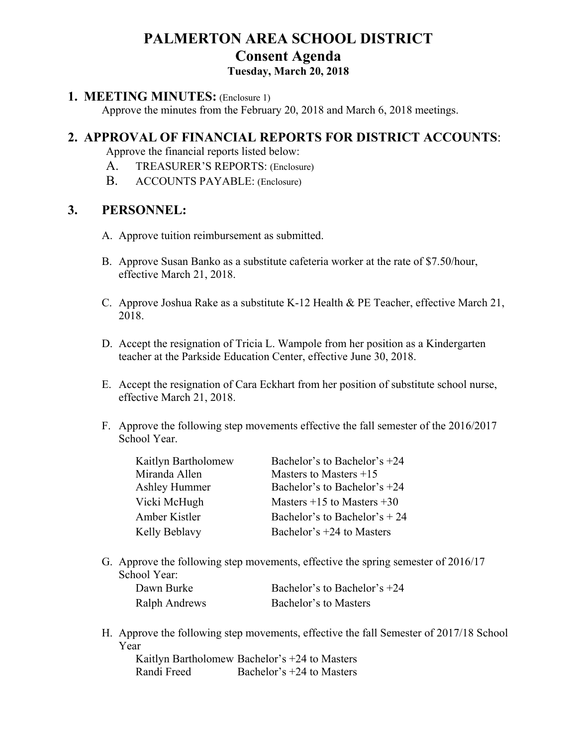# PALMERTON AREA SCHOOL DISTRICT
## Consent Agenda
### Tuesday, March 20, 2018

## 1. MEETING MINUTES: (Enclosure 1)

Approve the minutes from the February 20, 2018 and March 6, 2018 meetings.

## 2. APPROVAL OF FINANCIAL REPORTS FOR DISTRICT ACCOUNTS:

Approve the financial reports listed below:

A. TREASURER'S REPORTS: (Enclosure)

B. ACCOUNTS PAYABLE: (Enclosure)

## 3. PERSONNEL:

A. Approve tuition reimbursement as submitted.

B. Approve Susan Banko as a substitute cafeteria worker at the rate of $7.50/hour, effective March 21, 2018.

C. Approve Joshua Rake as a substitute K-12 Health & PE Teacher, effective March 21, 2018.

D. Accept the resignation of Tricia L. Wampole from her position as a Kindergarten teacher at the Parkside Education Center, effective June 30, 2018.

E. Accept the resignation of Cara Eckhart from her position of substitute school nurse, effective March 21, 2018.

F. Approve the following step movements effective the fall semester of the 2016/2017 School Year.

| | |
|---|---|
| Kaitlyn Bartholomew | Bachelor's to Bachelor's +24 |
| Miranda Allen | Masters to Masters +15 |
| Ashley Hummer | Bachelor's to Bachelor's +24 |
| Vicki McHugh | Masters +15 to Masters +30 |
| Amber Kistler | Bachelor's to Bachelor's + 24 |
| Kelly Beblavy | Bachelor's +24 to Masters |

G. Approve the following step movements, effective the spring semester of 2016/17 School Year:

| | |
|---|---|
| Dawn Burke | Bachelor's to Bachelor's +24 |
| Ralph Andrews | Bachelor's to Masters |

H. Approve the following step movements, effective the fall Semester of 2017/18 School Year

| | |
|---|---|
| Kaitlyn Bartholomew | Bachelor's +24 to Masters |
| Randi Freed | Bachelor's +24 to Masters |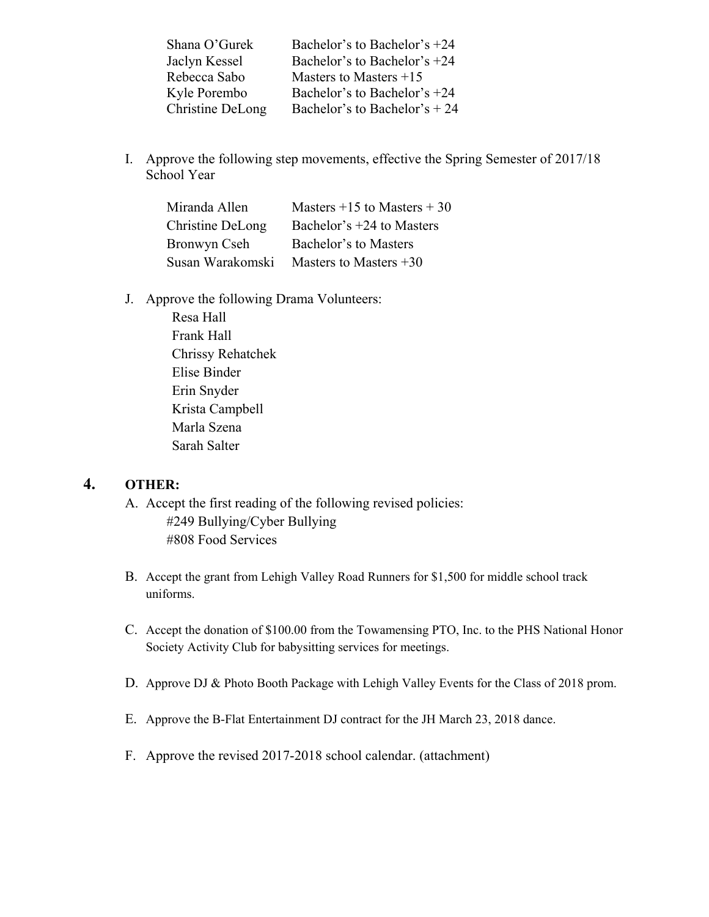| | |
|---|---|
| Shana O'Gurek | Bachelor's to Bachelor's +24 |
| Jaclyn Kessel | Bachelor's to Bachelor's +24 |
| Rebecca Sabo | Masters to Masters +15 |
| Kyle Porembo | Bachelor's to Bachelor's +24 |
| Christine DeLong | Bachelor's to Bachelor's + 24 |

I. Approve the following step movements, effective the Spring Semester of 2017/18 School Year

| | |
|---|---|
| Miranda Allen | Masters +15 to Masters + 30 |
| Christine DeLong | Bachelor's +24 to Masters |
| Bronwyn Cseh | Bachelor's to Masters |
| Susan Warakomski | Masters to Masters +30 |

J. Approve the following Drama Volunteers:
   Resa Hall
   Frank Hall
   Chrissy Rehatchek
   Elise Binder
   Erin Snyder
   Krista Campbell
   Marla Szena
   Sarah Salter

**4. OTHER:**

A. Accept the first reading of the following revised policies:
   #249 Bullying/Cyber Bullying
   #808 Food Services

B. Accept the grant from Lehigh Valley Road Runners for $1,500 for middle school track uniforms.

C. Accept the donation of $100.00 from the Towamensing PTO, Inc. to the PHS National Honor Society Activity Club for babysitting services for meetings.

D. Approve DJ & Photo Booth Package with Lehigh Valley Events for the Class of 2018 prom.

E. Approve the B-Flat Entertainment DJ contract for the JH March 23, 2018 dance.

F. Approve the revised 2017-2018 school calendar. (attachment)